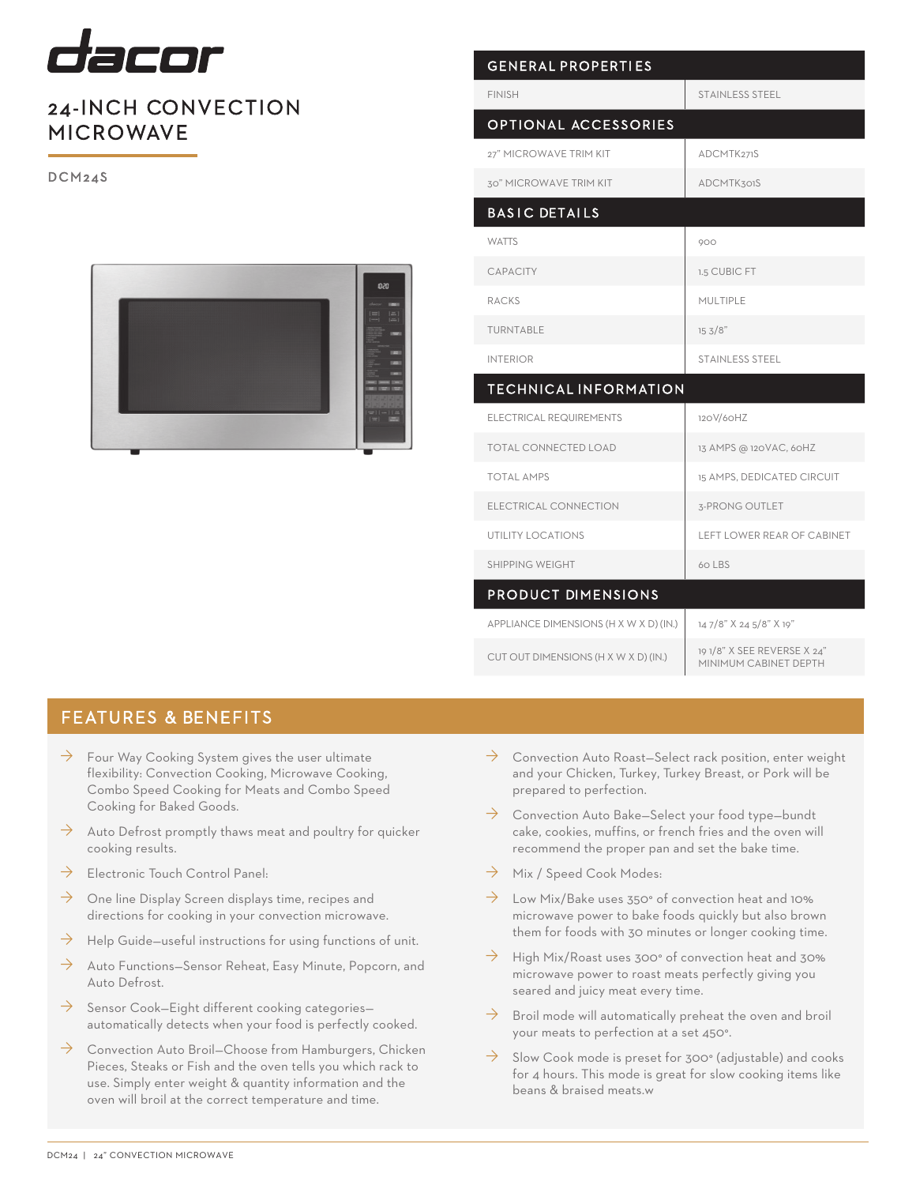# dacor

## 24-INCH CONVECTION MICROWAVE

DCM24S

| GENERAL PROPERTIES | |
|---|---|
| FINISH | STAINLESS STEEL |
| **OPTIONAL ACCESSORIES** | |
| 27" MICROWAVE TRIM KIT | ADCMTK27IS |
| 30" MICROWAVE TRIM KIT | ADCMTK30IS |
| **BASIC DETAILS** | |
| WATTS | 900 |
| CAPACITY | 1.5 CUBIC FT |
| RACKS | MULTIPLE |
| TURNTABLE | 15 3/8" |
| INTERIOR | STAINLESS STEEL |
| **TECHNICAL INFORMATION** | |
| ELECTRICAL REQUIREMENTS | 120V/60HZ |
| TOTAL CONNECTED LOAD | 13 AMPS @ 120VAC, 60HZ |
| TOTAL AMPS | 15 AMPS, DEDICATED CIRCUIT |
| ELECTRICAL CONNECTION | 3-PRONG OUTLET |
| UTILITY LOCATIONS | LEFT LOWER REAR OF CABINET |
| SHIPPING WEIGHT | 60 LBS |
| **PRODUCT DIMENSIONS** | |
| APPLIANCE DIMENSIONS (H X W X D) (IN.) | 14 7/8" X 24 5/8" X 19" |
| CUT OUT DIMENSIONS (H X W X D) (IN.) | 19 1/8" X SEE REVERSE X 24" MINIMUM CABINET DEPTH |

## FEATURES & BENEFITS

- Four Way Cooking System gives the user ultimate flexibility: Convection Cooking, Microwave Cooking, Combo Speed Cooking for Meats and Combo Speed Cooking for Baked Goods.
- Auto Defrost promptly thaws meat and poultry for quicker cooking results.
- Electronic Touch Control Panel:
- One line Display Screen displays time, recipes and directions for cooking in your convection microwave.
- Help Guide—useful instructions for using functions of unit.
- Auto Functions—Sensor Reheat, Easy Minute, Popcorn, and Auto Defrost.
- Sensor Cook—Eight different cooking categories—automatically detects when your food is perfectly cooked.
- Convection Auto Broil—Choose from Hamburgers, Chicken Pieces, Steaks or Fish and the oven tells you which rack to use. Simply enter weight & quantity information and the oven will broil at the correct temperature and time.
- Convection Auto Roast—Select rack position, enter weight and your Chicken, Turkey, Turkey Breast, or Pork will be prepared to perfection.
- Convection Auto Bake—Select your food type—bundt cake, cookies, muffins, or french fries and the oven will recommend the proper pan and set the bake time.
- Mix / Speed Cook Modes:
- Low Mix/Bake uses 350° of convection heat and 10% microwave power to bake foods quickly but also brown them for foods with 30 minutes or longer cooking time.
- High Mix/Roast uses 300° of convection heat and 30% microwave power to roast meats perfectly giving you seared and juicy meat every time.
- Broil mode will automatically preheat the oven and broil your meats to perfection at a set 450°.
- Slow Cook mode is preset for 300° (adjustable) and cooks for 4 hours. This mode is great for slow cooking items like beans & braised meats.w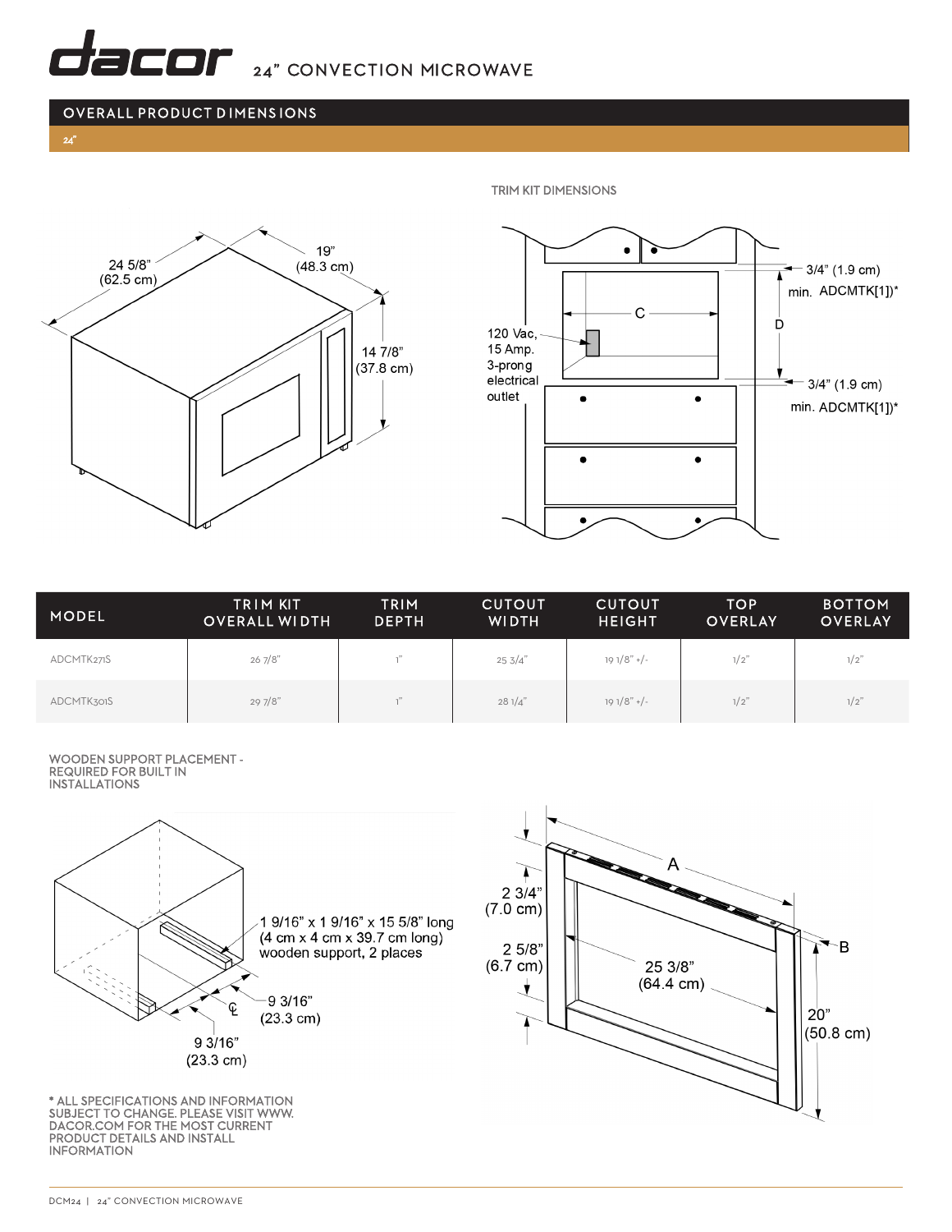# dacor 24" CONVECTION MICROWAVE

## OVERALL PRODUCT DIMENSIONS

24"

24 5/8"
(62.5 cm)

19"
(48.3 cm)

14 7/8"
(37.8 cm)

TRIM KIT DIMENSIONS

120 Vac,
15 Amp.
3-prong
electrical
outlet

C

D

3/4" (1.9 cm)
min. ADCMTK[1])*

3/4" (1.9 cm)
min. ADCMTK[1])*

| MODEL | TRIM KIT OVERALL WIDTH | TRIM DEPTH | CUTOUT WIDTH | CUTOUT HEIGHT | TOP OVERLAY | BOTTOM OVERLAY |
|---|---|---|---|---|---|---|
| ADCMTK27IS | 26 7/8" | 1" | 25 3/4" | 19 1/8" +/- | 1/2" | 1/2" |
| ADCMTK30IS | 29 7/8" | 1" | 28 1/4" | 19 1/8" +/- | 1/2" | 1/2" |

WOODEN SUPPORT PLACEMENT - REQUIRED FOR BUILT IN INSTALLATIONS

1 9/16" x 1 9/16" x 15 5/8" long
(4 cm x 4 cm x 39.7 cm long)
wooden support, 2 places

9 3/16"
(23.3 cm)

9 3/16"
(23.3 cm)

A

B

2 3/4"
(7.0 cm)

2 5/8"
(6.7 cm)

25 3/8"
(64.4 cm)

20"
(50.8 cm)

* ALL SPECIFICATIONS AND INFORMATION SUBJECT TO CHANGE. PLEASE VISIT WWW.DACOR.COM FOR THE MOST CURRENT PRODUCT DETAILS AND INSTALL INFORMATION